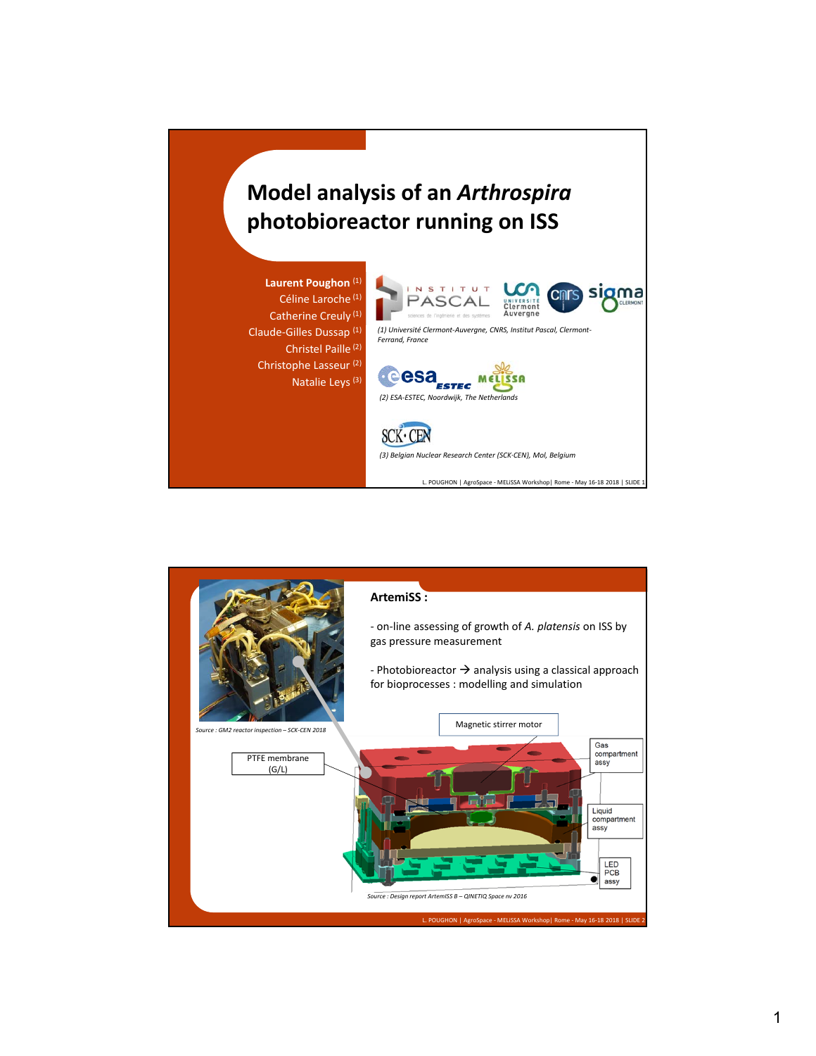# Model analysis of an *Arthrospira* photobioreactor running on ISS

**Laurent Poughon** [1]
Céline Laroche [1]
Catherine Creuly [1]
Claude-Gilles Dussap [1]
Christel Paille [2]
Christophe Lasseur [2]
Natalie Leys [3]

*(1) Université Clermont-Auvergne, CNRS, Institut Pascal, Clermont-Ferrand, France*

*(2) ESA-ESTEC, Noordwijk, The Netherlands*

*(3) Belgian Nuclear Research Center (SCK·CEN), Mol, Belgium*

---

**ArtemiSS :**

- on-line assessing of growth of *A. platensis* on ISS by gas pressure measurement

- Photobioreactor → analysis using a classical approach for bioprocesses : modelling and simulation

Source : GM2 reactor inspection – SCK-CEN 2018

Magnetic stirrer motor

PTFE membrane (G/L)

Gas compartment assy

Liquid compartment assy

LED PCB assy

Source : Design report ArtemISS B – QINETIQ Space nv 2016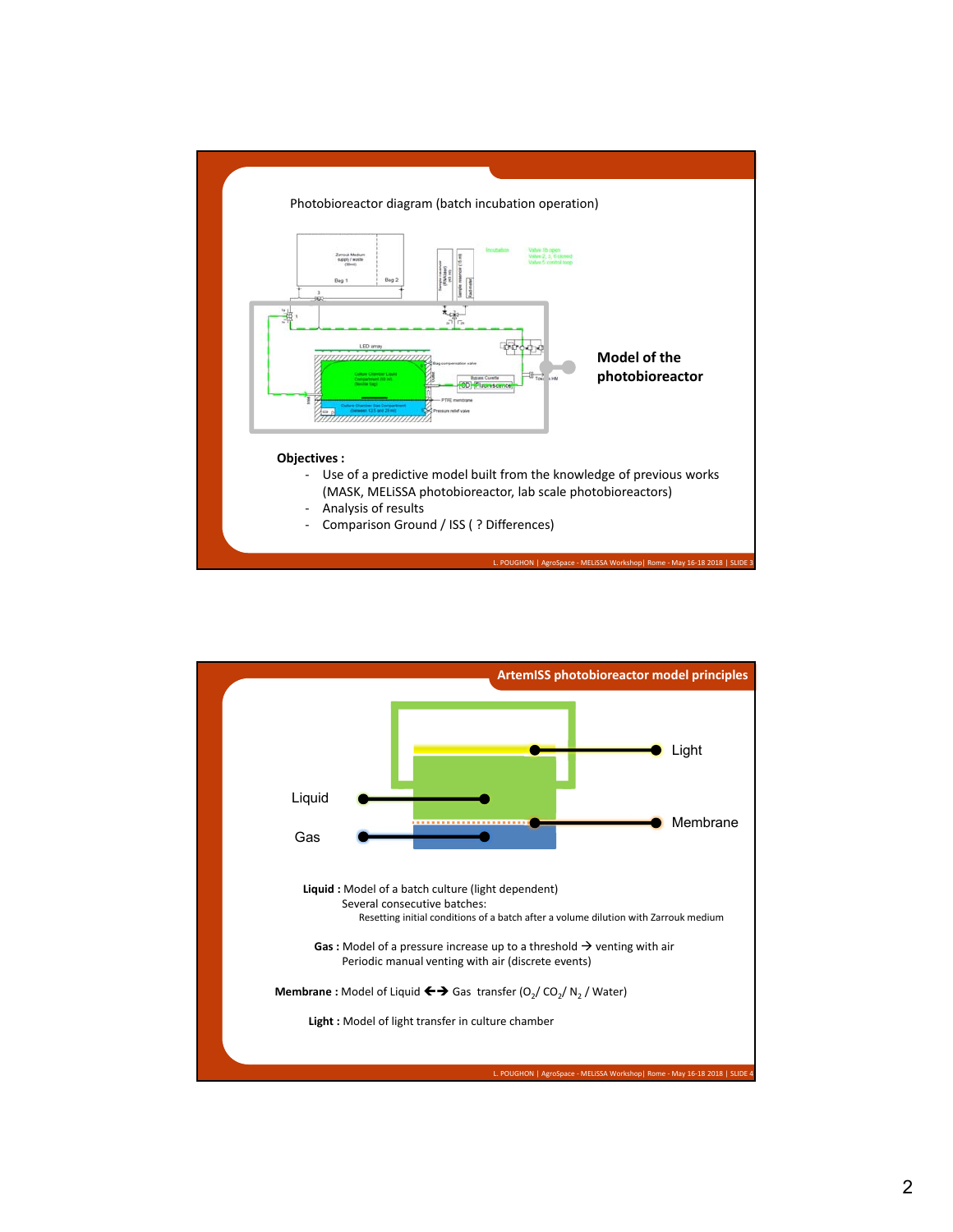Photobioreactor diagram (batch incubation operation)

Model of the photobioreactor

**Objectives :**

- Use of a predictive model built from the knowledge of previous works (MASK, MELiSSA photobioreactor, lab scale photobioreactors)
- Analysis of results
- Comparison Ground / ISS ( ? Differences)

## ArtemISS photobioreactor model principles

Light

Liquid

Membrane

Gas

**Liquid :** Model of a batch culture (light dependent)
Several consecutive batches:
Resetting initial conditions of a batch after a volume dilution with Zarrouk medium

**Gas :** Model of a pressure increase up to a threshold → venting with air
Periodic manual venting with air (discrete events)

**Membrane :** Model of Liquid ←→ Gas transfer ($O_2$/ $CO_2$/ $N_2$ / Water)

**Light :** Model of light transfer in culture chamber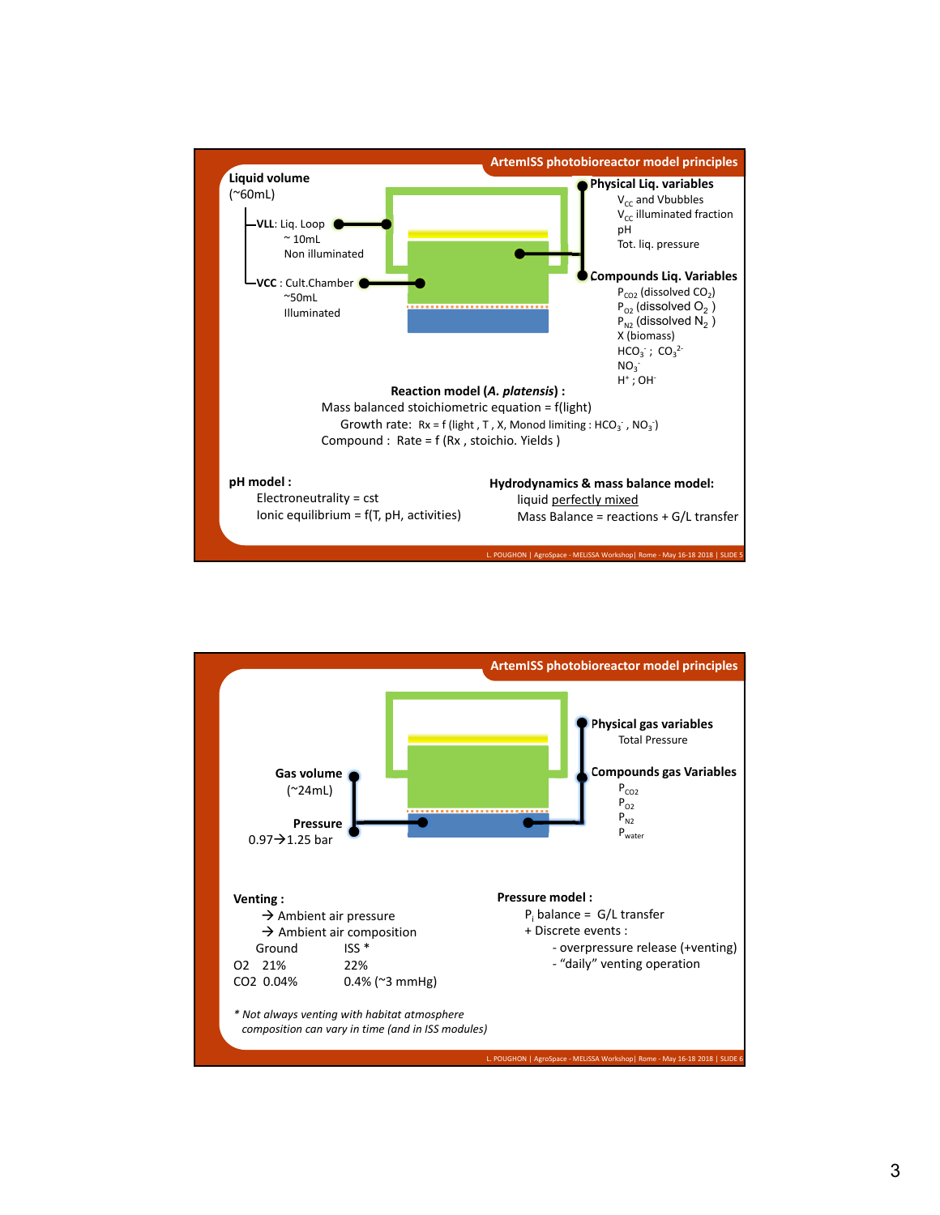## ArtemISS photobioreactor model principles

**Liquid volume**
(~60mL)

- **VLL**: Liq. Loop
  ~ 10mL
  Non illuminated
- **VCC** : Cult.Chamber
  ~50mL
  Illuminated

**Physical Liq. variables**

$V_{CC}$ and Vbubbles
$V_{CC}$ illuminated fraction
pH
Tot. liq. pressure

**Compounds Liq. Variables**

$P_{CO2}$ (dissolved $CO_2$)
$P_{O2}$ (dissolved $O_2$ )
$P_{N2}$ (dissolved $N_2$ )
X (biomass)
$HCO_3^-$ ; $CO_3^{2-}$
$NO_3^-$
$H^+$ ; $OH^-$

**Reaction model (*A. platensis*) :**

Mass balanced stoichiometric equation = f(light)

Growth rate: Rx = f (light , T , X, Monod limiting : $HCO_3^-$ , $NO_3^-$)

Compound : Rate = f (Rx , stoichio. Yields )

**pH model :**

Electroneutrality = cst

Ionic equilibrium = f(T, pH, activities)

**Hydrodynamics & mass balance model:**

liquid perfectly mixed

Mass Balance = reactions + G/L transfer

## ArtemISS photobioreactor model principles

**Gas volume**
(~24mL)

**Pressure**
0.97→1.25 bar

**Physical gas variables**

Total Pressure

**Compounds gas Variables**

$P_{CO2}$
$P_{O2}$
$P_{N2}$
$P_{water}$

**Venting :**

→ Ambient air pressure
→ Ambient air composition

| | Ground | ISS * |
|---|---|---|
| O2 | 21% | 22% |
| CO2 | 0.04% | 0.4% (~3 mmHg) |

*\* Not always venting with habitat atmosphere composition can vary in time (and in ISS modules)*

**Pressure model :**

$P_i$ balance = G/L transfer

+ Discrete events :
  - overpressure release (+venting)
  - "daily" venting operation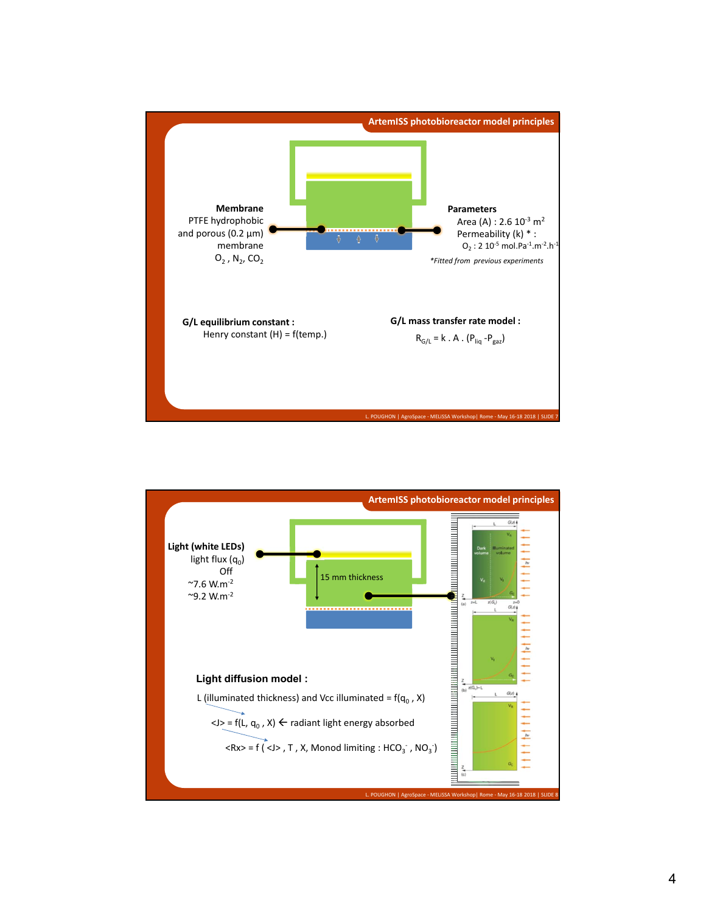## ArtemISS photobioreactor model principles

**Membrane**
PTFE hydrophobic
and porous (0.2 µm)
membrane
$O_2$ , $N_2$, $CO_2$

**Parameters**
Area (A) : 2.6 $10^{-3}$ $m^2$
Permeability (k) * :
$O_2$ : 2 $10^{-5}$ mol.$Pa^{-1}$.$m^{-2}$.$h^{-1}$

*Fitted from previous experiments*

**G/L equilibrium constant :**
Henry constant (H) = f(temp.)

**G/L mass transfer rate model :**

$R_{G/L} = k \cdot A \cdot (P_{liq} - P_{gaz})$

L. POUGHON | AgroSpace - MELiSSA Workshop | Rome - May 16-18 2018 | SLIDE 7

## ArtemISS photobioreactor model principles

**Light (white LEDs)**
light flux ($q_0$)
Off
~7.6 W.$m^{-2}$
~9.2 W.$m^{-2}$

15 mm thickness

**Light diffusion model :**

L (illuminated thickness) and Vcc illuminated = f($q_0$ , X)

<J> = f(L, $q_0$ , X) ← radiant light energy absorbed

<Rx> = f ( <J> , T , X, Monod limiting : $HCO_3^-$ , $NO_3^-$)

L. POUGHON | AgroSpace - MELiSSA Workshop | Rome - May 16-18 2018 | SLIDE 8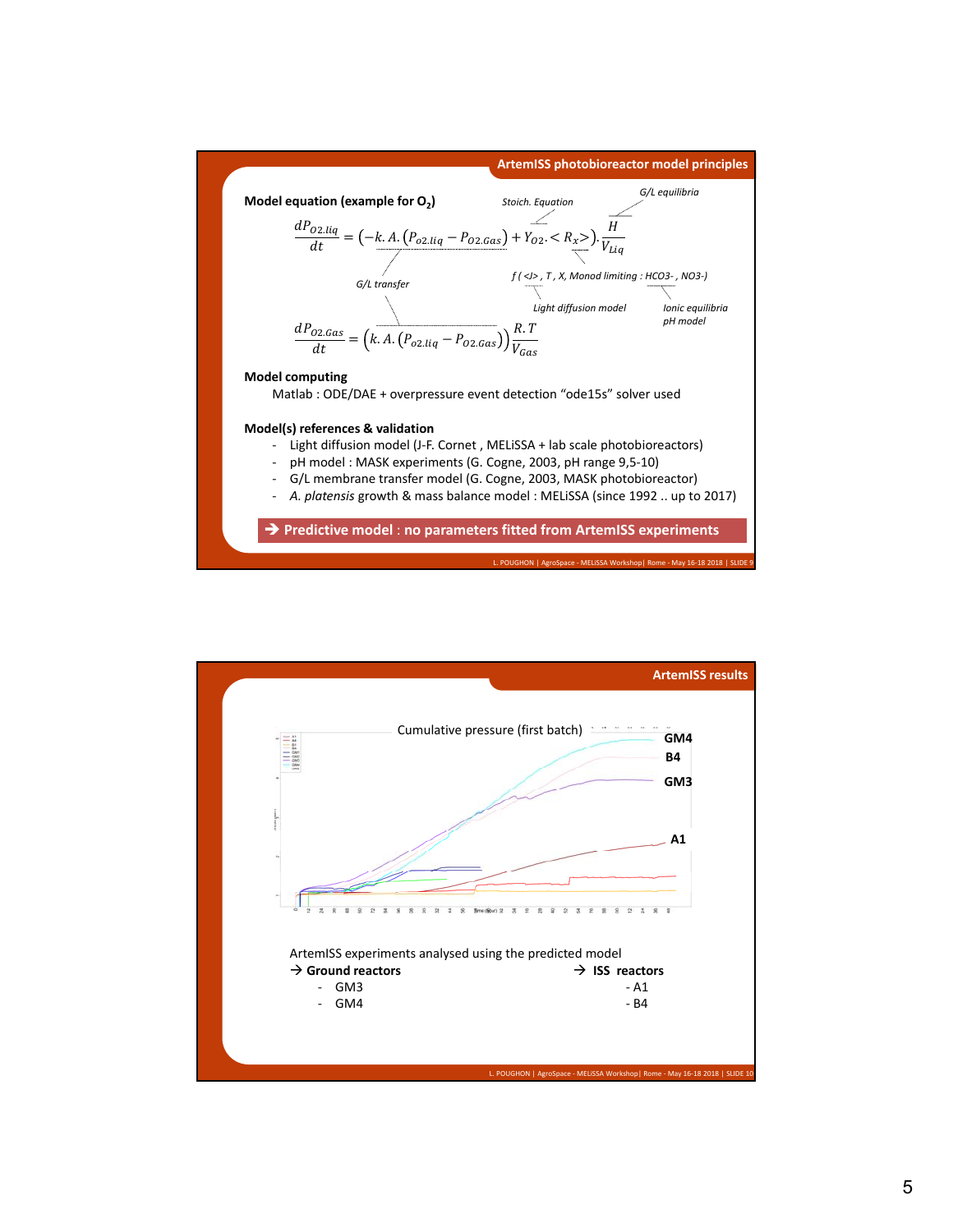## ArtemISS photobioreactor model principles

**Model equation (example for $O_2$)**

*Stoich. Equation* — *G/L equilibria*

$$\frac{dP_{O2.liq}}{dt} = \left(-k.A.\left(P_{o2.liq} - P_{O2.Gas}\right) + Y_{O2}.<R_x>\right).\frac{H}{V_{Liq}}$$

*G/L transfer*

*f ( <J> , T , X, Monod limiting : HCO3- , NO3-)*

*Light diffusion model* — *Ionic equilibria pH model*

$$\frac{dP_{O2.Gas}}{dt} = \left(k.A.\left(P_{o2.liq} - P_{O2.Gas}\right)\right)\frac{R.T}{V_{Gas}}$$

**Model computing**

Matlab : ODE/DAE + overpressure event detection "ode15s" solver used

**Model(s) references & validation**

- Light diffusion model (J-F. Cornet , MELiSSA + lab scale photobioreactors)
- pH model : MASK experiments (G. Cogne, 2003, pH range 9,5-10)
- G/L membrane transfer model (G. Cogne, 2003, MASK photobioreactor)
- *A. platensis* growth & mass balance model : MELiSSA (since 1992 .. up to 2017)

**➔ Predictive model : no parameters fitted from ArtemISS experiments**

## ArtemISS results

Cumulative pressure (first batch)

GM4, B4, GM3, A1

ArtemISS experiments analysed using the predicted model

**→ Ground reactors**
- GM3
- GM4

**→ ISS reactors**
- A1
- B4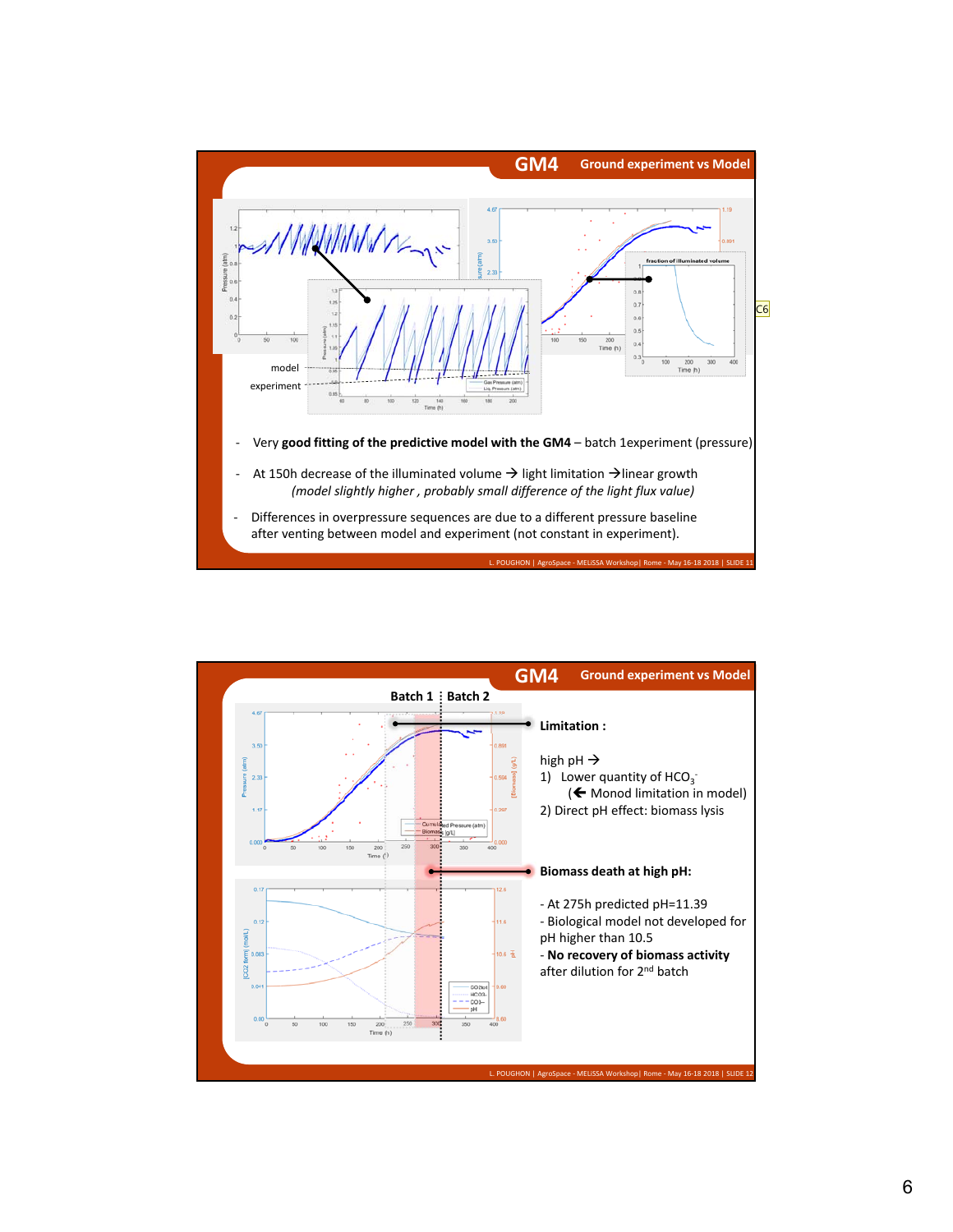## GM4 Ground experiment vs Model

model

experiment

fraction of illuminated volume

C6

- Very **good fitting of the predictive model with the GM4** – batch 1experiment (pressure)
- At 150h decrease of the illuminated volume → light limitation → linear growth
  *(model slightly higher , probably small difference of the light flux value)*
- Differences in overpressure sequences are due to a different pressure baseline after venting between model and experiment (not constant in experiment).

L. POUGHON | AgroSpace - MELiSSA Workshop| Rome - May 16-18 2018 | SLIDE 11

## GM4 Ground experiment vs Model

Batch 1 Batch 2

**Limitation :**

high pH →

1) Lower quantity of $HCO_3^-$
   (← Monod limitation in model)
2) Direct pH effect: biomass lysis

**Biomass death at high pH:**

- At 275h predicted pH=11.39
- Biological model not developed for pH higher than 10.5
- **No recovery of biomass activity** after dilution for 2[nd] batch

L. POUGHON | AgroSpace - MELiSSA Workshop| Rome - May 16-18 2018 | SLIDE 12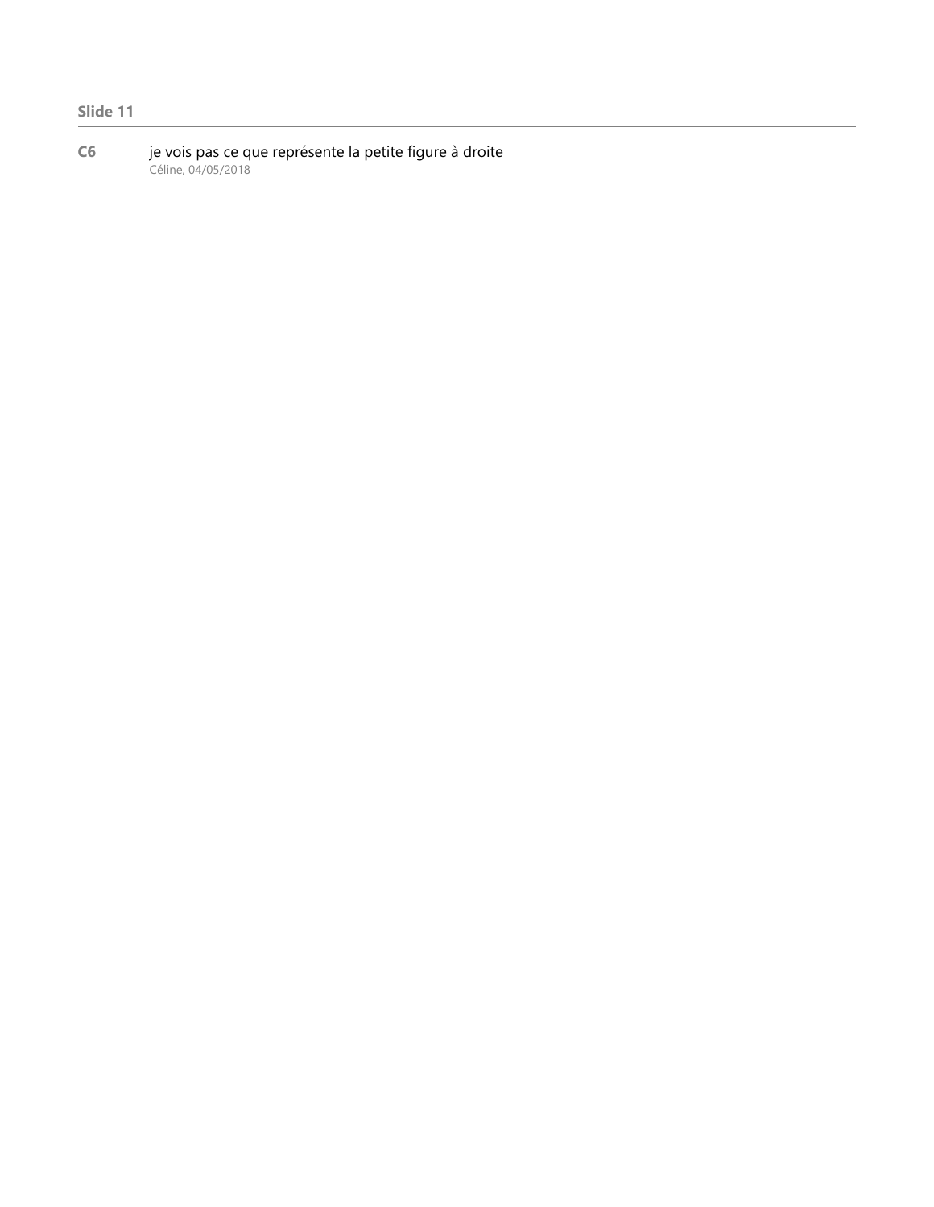**Slide 11**

---

**C6** je vois pas ce que représente la petite figure à droite
Céline, 04/05/2018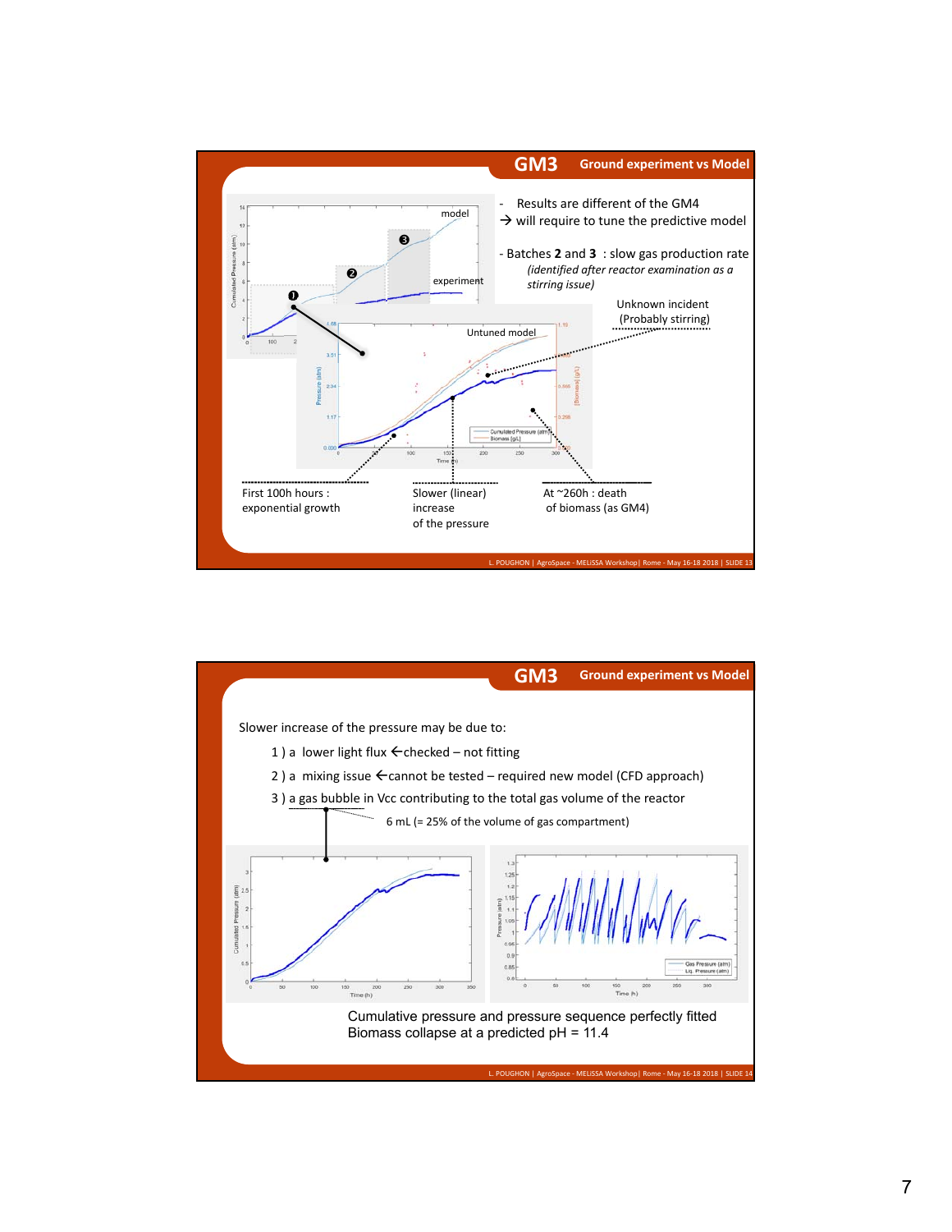## GM3 Ground experiment vs Model

model

experiment

Cumulated Pressure (atm)

Untuned model

Pressure (atm)

[Biomass] (g/L)

Time (h)

Cumulated Pressure (atm)

Biomass [g/L]

- Results are different of the GM4
→ will require to tune the predictive model

- Batches **2** and **3** : slow gas production rate
*(identified after reactor examination as a stirring issue)*

Unknown incident
(Probably stirring)

First 100h hours :
exponential growth

Slower (linear)
increase
of the pressure

At ~260h : death
of biomass (as GM4)

## GM3 Ground experiment vs Model

Slower increase of the pressure may be due to:

1 ) a lower light flux ←checked – not fitting

2 ) a mixing issue ←cannot be tested – required new model (CFD approach)

3 ) a gas bubble in Vcc contributing to the total gas volume of the reactor

6 mL (= 25% of the volume of gas compartment)

Cumulated Pressure (atm)

Time (h)

Pressure (atm)

Time (h)

Gas Pressure (atm)

Liq. Pressure (atm)

Cumulative pressure and pressure sequence perfectly fitted
Biomass collapse at a predicted pH = 11.4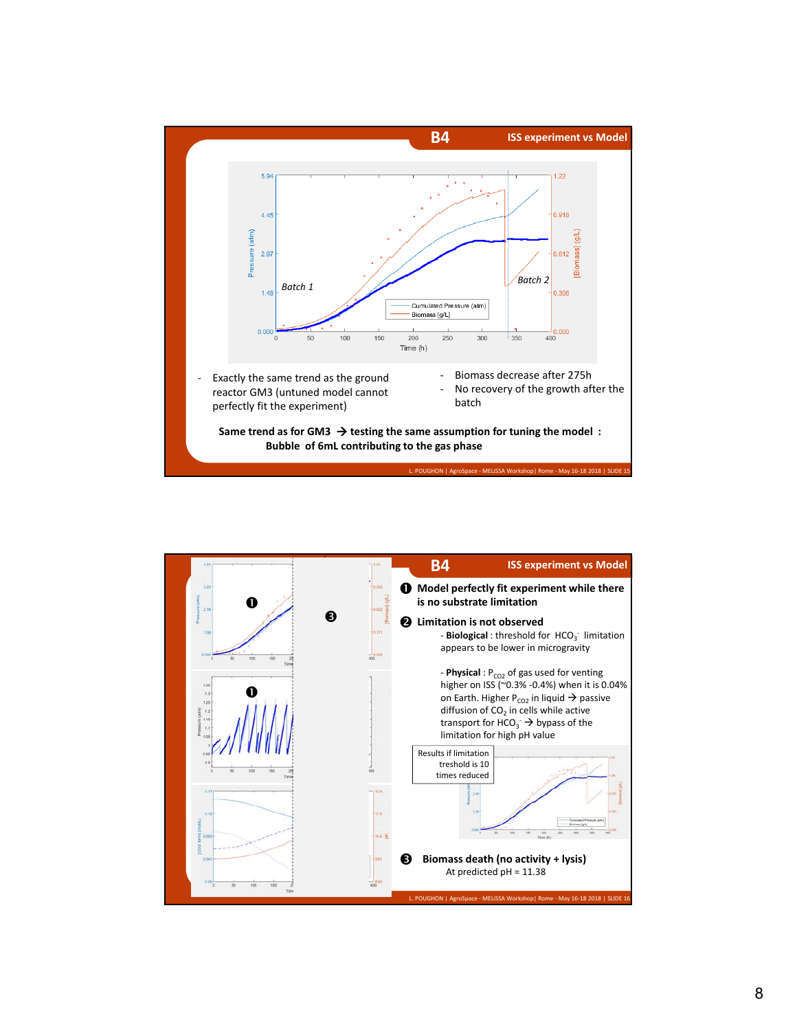## B4 ISS experiment vs Model

5.94
4.45
2.97
1.48
0.000

Pressure (atm)

1.22
0.918
0.612
0.306
0.000

[Biomass] (g/L)

0 50 100 150 200 250 300 350 400

Time (h)

Batch 1

Batch 2

Cumulated Pressure (atm)
Biomass [g/L]

- Exactly the same trend as the ground reactor GM3 (untuned model cannot perfectly fit the experiment)
- Biomass decrease after 275h
- No recovery of the growth after the batch

**Same trend as for GM3 → testing the same assumption for tuning the model : Bubble of 6mL contributing to the gas phase**

L. POUGHON | AgroSpace - MELiSSA Workshop| Rome - May 16-18 2018 | SLIDE 15

## B4 ISS experiment vs Model

❶ **Model perfectly fit experiment while there is no substrate limitation**

❷ **Limitation is not observed**

- **Biological** : threshold for $HCO_3^-$ limitation appears to be lower in microgravity

- **Physical** : $P_{CO2}$ of gas used for venting higher on ISS (~0.3% -0.4%) when it is 0.04% on Earth. Higher $P_{CO2}$ in liquid → passive diffusion of $CO_2$ in cells while active transport for $HCO_3^-$ → bypass of the limitation for high pH value

Results if limitation treshold is 10 times reduced

❸ **Biomass death (no activity + lysis)**
At predicted pH = 11.38

L. POUGHON | AgroSpace - MELiSSA Workshop| Rome - May 16-18 2018 | SLIDE 16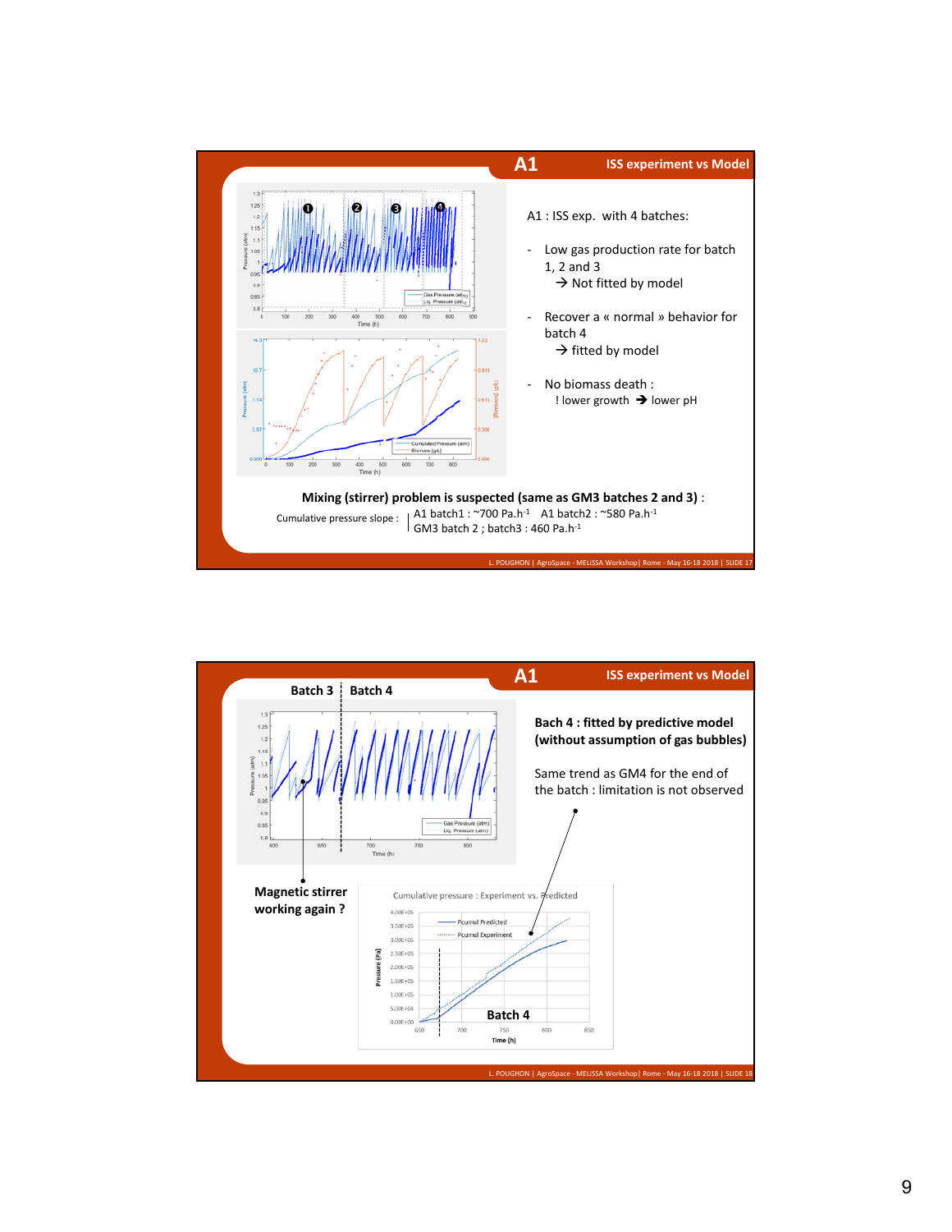## A1 — ISS experiment vs Model

A1 : ISS exp. with 4 batches:

- Low gas production rate for batch 1, 2 and 3
  → Not fitted by model
- Recover a « normal » behavior for batch 4
  → fitted by model
- No biomass death :
  ! lower growth → lower pH

Pressure (atm)
Time (h)
Gas Pressure (atm)
Liq. Pressure (atm)

Pressure (atm)
[Biomass] (g/L)
Time (h)
Cumulated Pressure (atm)
Biomass (g/L)

**Mixing (stirrer) problem is suspected (same as GM3 batches 2 and 3) :**

Cumulative pressure slope : | A1 batch1 : ~700 $Pa.h^{-1}$ A1 batch2 : ~580 $Pa.h^{-1}$
GM3 batch 2 ; batch3 : 460 $Pa.h^{-1}$

L. POUGHON | AgroSpace - MELiSSA Workshop| Rome - May 16-18 2018 | SLIDE 17

## A1 — ISS experiment vs Model

Batch 3 | Batch 4

Pressure (atm)
Time (h)
Gas Pressure (atm)
Liq. Pressure (atm)

**Bach 4 : fitted by predictive model (without assumption of gas bubbles)**

Same trend as GM4 for the end of the batch : limitation is not observed

**Magnetic stirrer working again ?**

Cumulative pressure : Experiment vs. Predicted

Pcumul Predicted
Pcumul Experiment
Pressure (Pa)
Time (h)
Batch 4

L. POUGHON | AgroSpace - MELiSSA Workshop| Rome - May 16-18 2018 | SLIDE 18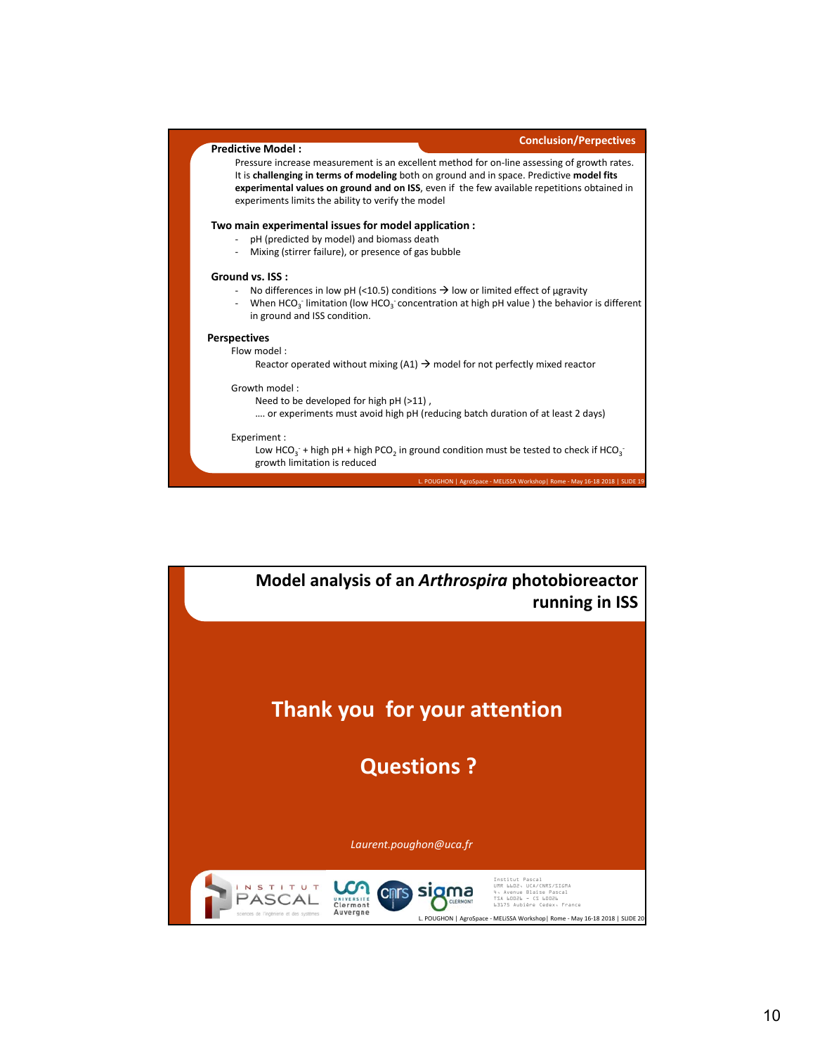## Conclusion/Perpectives

**Predictive Model :**

Pressure increase measurement is an excellent method for on-line assessing of growth rates. It is **challenging in terms of modeling** both on ground and in space. Predictive **model fits experimental values on ground and on ISS**, even if the few available repetitions obtained in experiments limits the ability to verify the model

**Two main experimental issues for model application :**

- pH (predicted by model) and biomass death
- Mixing (stirrer failure), or presence of gas bubble

**Ground vs. ISS :**

- No differences in low pH (<10.5) conditions → low or limited effect of µgravity
- When $HCO_3^-$ limitation (low $HCO_3^-$ concentration at high pH value ) the behavior is different in ground and ISS condition.

**Perspectives**

Flow model :

Reactor operated without mixing (A1) → model for not perfectly mixed reactor

Growth model :

Need to be developed for high pH (>11) ,

…. or experiments must avoid high pH (reducing batch duration of at least 2 days)

Experiment :

Low $HCO_3^-$ + high pH + high $PCO_2$ in ground condition must be tested to check if $HCO_3^-$ growth limitation is reduced

## Model analysis of an *Arthrospira* photobioreactor running in ISS

**Thank you for your attention**

**Questions ?**

*Laurent.poughon@uca.fr*

INSTITUT PASCAL
sciences de l'ingénierie et des systèmes

UCA Université Clermont Auvergne

cnrs

sigma CLERMONT

Institut Pascal
UMR 6602, UCA/CNRS/SIGMA
4, Avenue Blaise Pascal
TSA 60026 - CS 60026
63178 Aubière Cedex, France